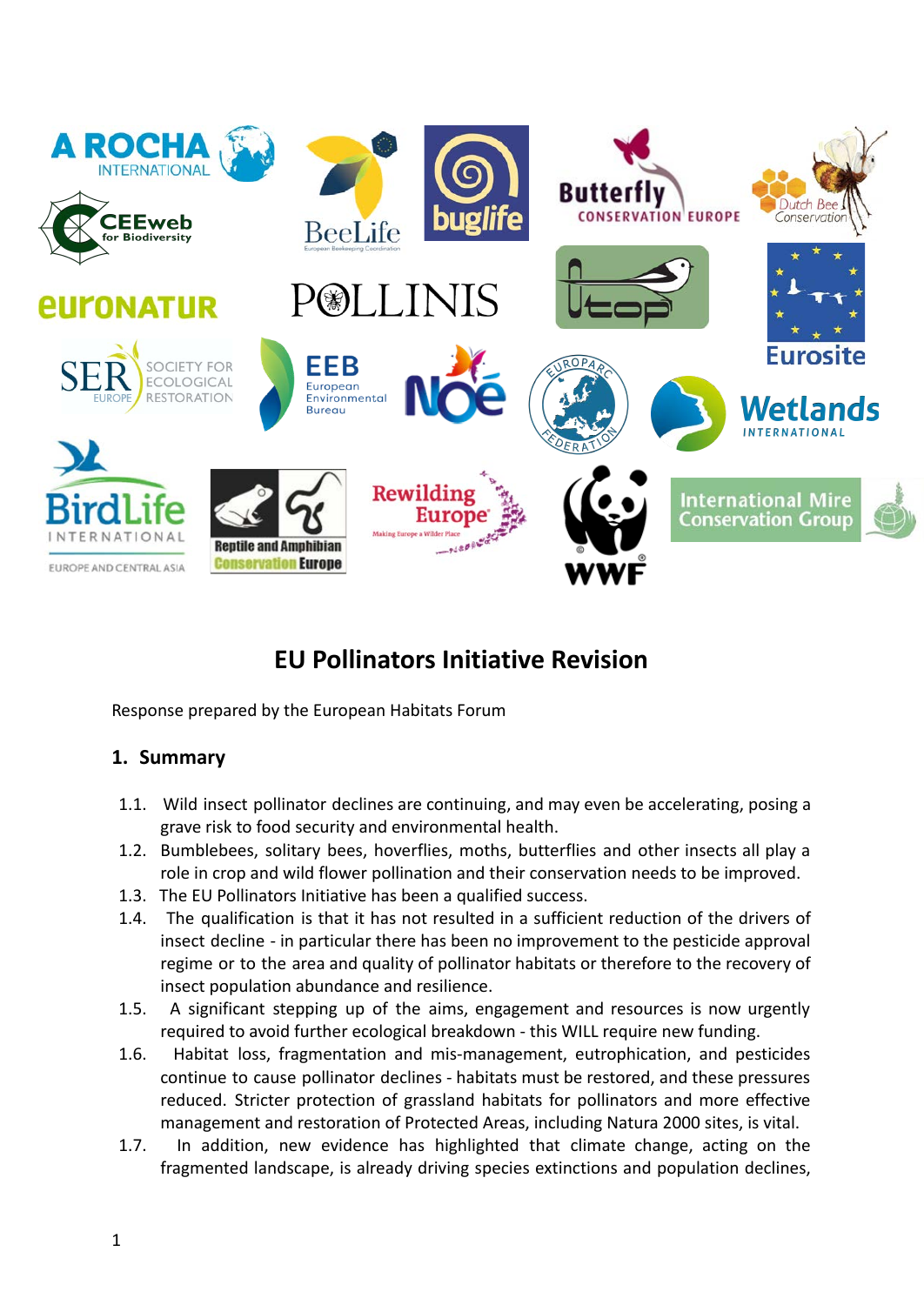# EU Pollinators Initiative Revision

Response prepared by the European Habitats Forum

## 1. Summary

1.1. Wild insect pollinator declines are continuing, and may even be accelerating, posing a grave risk to food security and environmental health.

1.2. Bumblebees, solitary bees, hoverflies, moths, butterflies and other insects all play a role in crop and wild flower pollination and their conservation needs to be improved.

1.3. The EU Pollinators Initiative has been a qualified success.

1.4. The qualification is that it has not resulted in a sufficient reduction of the drivers of insect decline - in particular there has been no improvement to the pesticide approval regime or to the area and quality of pollinator habitats or therefore to the recovery of insect population abundance and resilience.

1.5. A significant stepping up of the aims, engagement and resources is now urgently required to avoid further ecological breakdown - this WILL require new funding.

1.6. Habitat loss, fragmentation and mis-management, eutrophication, and pesticides continue to cause pollinator declines - habitats must be restored, and these pressures reduced. Stricter protection of grassland habitats for pollinators and more effective management and restoration of Protected Areas, including Natura 2000 sites, is vital.

1.7. In addition, new evidence has highlighted that climate change, acting on the fragmented landscape, is already driving species extinctions and population declines,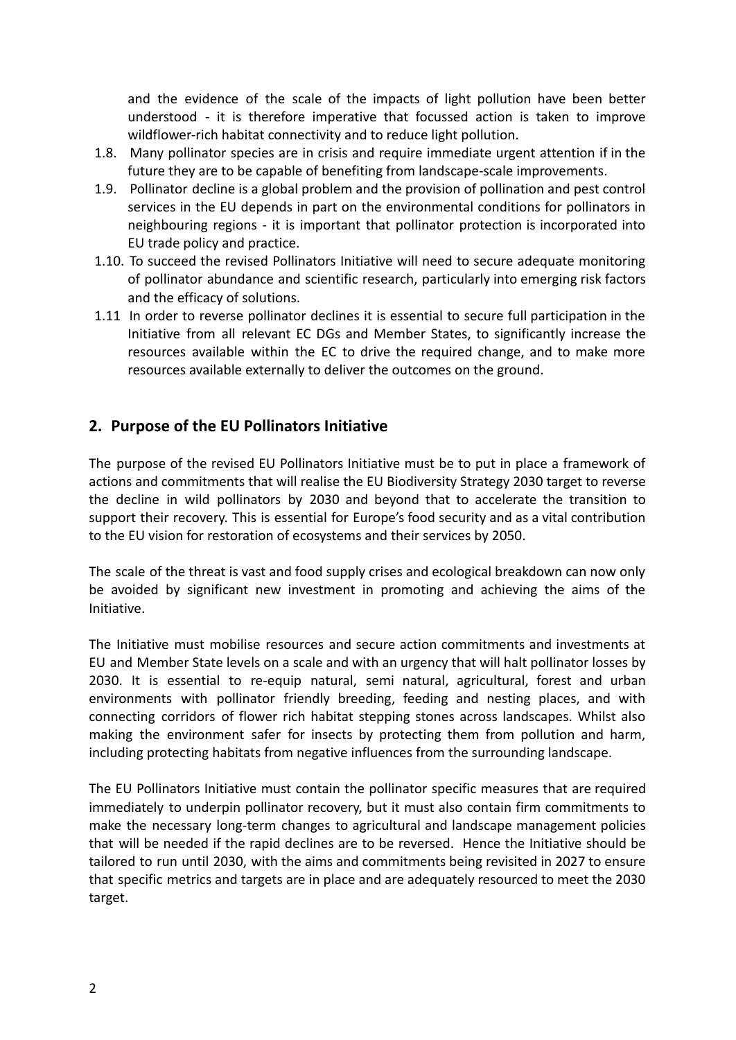and the evidence of the scale of the impacts of light pollution have been better understood - it is therefore imperative that focussed action is taken to improve wildflower-rich habitat connectivity and to reduce light pollution.

1.8. Many pollinator species are in crisis and require immediate urgent attention if in the future they are to be capable of benefiting from landscape-scale improvements.

1.9. Pollinator decline is a global problem and the provision of pollination and pest control services in the EU depends in part on the environmental conditions for pollinators in neighbouring regions - it is important that pollinator protection is incorporated into EU trade policy and practice.

1.10. To succeed the revised Pollinators Initiative will need to secure adequate monitoring of pollinator abundance and scientific research, particularly into emerging risk factors and the efficacy of solutions.

1.11 In order to reverse pollinator declines it is essential to secure full participation in the Initiative from all relevant EC DGs and Member States, to significantly increase the resources available within the EC to drive the required change, and to make more resources available externally to deliver the outcomes on the ground.

## 2. Purpose of the EU Pollinators Initiative

The purpose of the revised EU Pollinators Initiative must be to put in place a framework of actions and commitments that will realise the EU Biodiversity Strategy 2030 target to reverse the decline in wild pollinators by 2030 and beyond that to accelerate the transition to support their recovery. This is essential for Europe's food security and as a vital contribution to the EU vision for restoration of ecosystems and their services by 2050.

The scale of the threat is vast and food supply crises and ecological breakdown can now only be avoided by significant new investment in promoting and achieving the aims of the Initiative.

The Initiative must mobilise resources and secure action commitments and investments at EU and Member State levels on a scale and with an urgency that will halt pollinator losses by 2030. It is essential to re-equip natural, semi natural, agricultural, forest and urban environments with pollinator friendly breeding, feeding and nesting places, and with connecting corridors of flower rich habitat stepping stones across landscapes. Whilst also making the environment safer for insects by protecting them from pollution and harm, including protecting habitats from negative influences from the surrounding landscape.

The EU Pollinators Initiative must contain the pollinator specific measures that are required immediately to underpin pollinator recovery, but it must also contain firm commitments to make the necessary long-term changes to agricultural and landscape management policies that will be needed if the rapid declines are to be reversed. Hence the Initiative should be tailored to run until 2030, with the aims and commitments being revisited in 2027 to ensure that specific metrics and targets are in place and are adequately resourced to meet the 2030 target.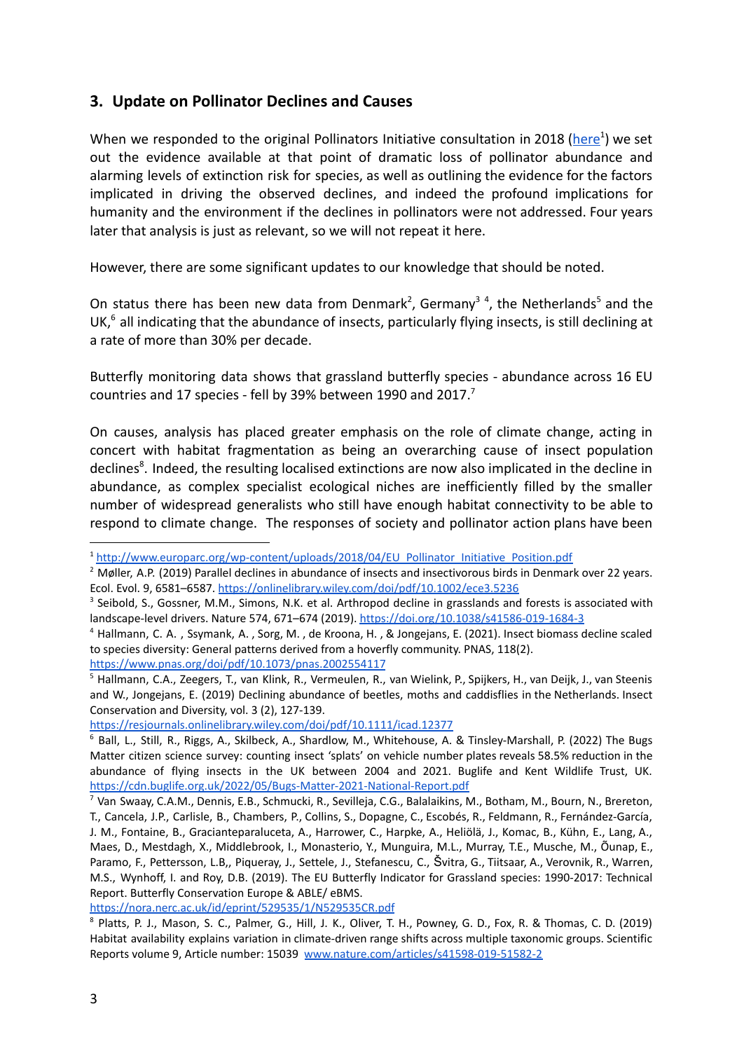## 3. Update on Pollinator Declines and Causes

When we responded to the original Pollinators Initiative consultation in 2018 ([here](http://www.europarc.org/wp-content/uploads/2018/04/EU_Pollinator_Initiative_Position.pdf)[1]) we set out the evidence available at that point of dramatic loss of pollinator abundance and alarming levels of extinction risk for species, as well as outlining the evidence for the factors implicated in driving the observed declines, and indeed the profound implications for humanity and the environment if the declines in pollinators were not addressed. Four years later that analysis is just as relevant, so we will not repeat it here.

However, there are some significant updates to our knowledge that should be noted.

On status there has been new data from Denmark[2], Germany[3] [4], the Netherlands[5] and the UK,[6] all indicating that the abundance of insects, particularly flying insects, is still declining at a rate of more than 30% per decade.

Butterfly monitoring data shows that grassland butterfly species - abundance across 16 EU countries and 17 species - fell by 39% between 1990 and 2017.[7]

On causes, analysis has placed greater emphasis on the role of climate change, acting in concert with habitat fragmentation as being an overarching cause of insect population declines[8]. Indeed, the resulting localised extinctions are now also implicated in the decline in abundance, as complex specialist ecological niches are inefficiently filled by the smaller number of widespread generalists who still have enough habitat connectivity to be able to respond to climate change. The responses of society and pollinator action plans have been

---

[1] http://www.europarc.org/wp-content/uploads/2018/04/EU_Pollinator_Initiative_Position.pdf

[2] Møller, A.P. (2019) Parallel declines in abundance of insects and insectivorous birds in Denmark over 22 years. Ecol. Evol. 9, 6581–6587. https://onlinelibrary.wiley.com/doi/pdf/10.1002/ece3.5236

[3] Seibold, S., Gossner, M.M., Simons, N.K. et al. Arthropod decline in grasslands and forests is associated with landscape-level drivers. Nature 574, 671–674 (2019). https://doi.org/10.1038/s41586-019-1684-3

[4] Hallmann, C. A. , Ssymank, A. , Sorg, M. , de Kroona, H. , & Jongejans, E. (2021). Insect biomass decline scaled to species diversity: General patterns derived from a hoverfly community. PNAS, 118(2). https://www.pnas.org/doi/pdf/10.1073/pnas.2002554117

[5] Hallmann, C.A., Zeegers, T., van Klink, R., Vermeulen, R., van Wielink, P., Spijkers, H., van Deijk, J., van Steenis and W., Jongejans, E. (2019) Declining abundance of beetles, moths and caddisflies in the Netherlands. Insect Conservation and Diversity, vol. 3 (2), 127-139. https://resjournals.onlinelibrary.wiley.com/doi/pdf/10.1111/icad.12377

[6] Ball, L., Still, R., Riggs, A., Skilbeck, A., Shardlow, M., Whitehouse, A. & Tinsley-Marshall, P. (2022) The Bugs Matter citizen science survey: counting insect 'splats' on vehicle number plates reveals 58.5% reduction in the abundance of flying insects in the UK between 2004 and 2021. Buglife and Kent Wildlife Trust, UK. https://cdn.buglife.org.uk/2022/05/Bugs-Matter-2021-National-Report.pdf

[7] Van Swaay, C.A.M., Dennis, E.B., Schmucki, R., Sevilleja, C.G., Balalaikins, M., Botham, M., Bourn, N., Brereton, T., Cancela, J.P., Carlisle, B., Chambers, P., Collins, S., Dopagne, C., Escobés, R., Feldmann, R., Fernández-García, J. M., Fontaine, B., Gracianteparaluceta, A., Harrower, C., Harpke, A., Heliölä, J., Komac, B., Kühn, E., Lang, A., Maes, D., Mestdagh, X., Middlebrook, I., Monasterio, Y., Munguira, M.L., Murray, T.E., Musche, M., Õunap, E., Paramo, F., Pettersson, L.B,, Piqueray, J., Settele, J., Stefanescu, C., Švitra, G., Tiitsaar, A., Verovnik, R., Warren, M.S., Wynhoff, I. and Roy, D.B. (2019). The EU Butterfly Indicator for Grassland species: 1990-2017: Technical Report. Butterfly Conservation Europe & ABLE/ eBMS. https://nora.nerc.ac.uk/id/eprint/529535/1/N529535CR.pdf

[8] Platts, P. J., Mason, S. C., Palmer, G., Hill, J. K., Oliver, T. H., Powney, G. D., Fox, R. & Thomas, C. D. (2019) Habitat availability explains variation in climate-driven range shifts across multiple taxonomic groups. Scientific Reports volume 9, Article number: 15039 www.nature.com/articles/s41598-019-51582-2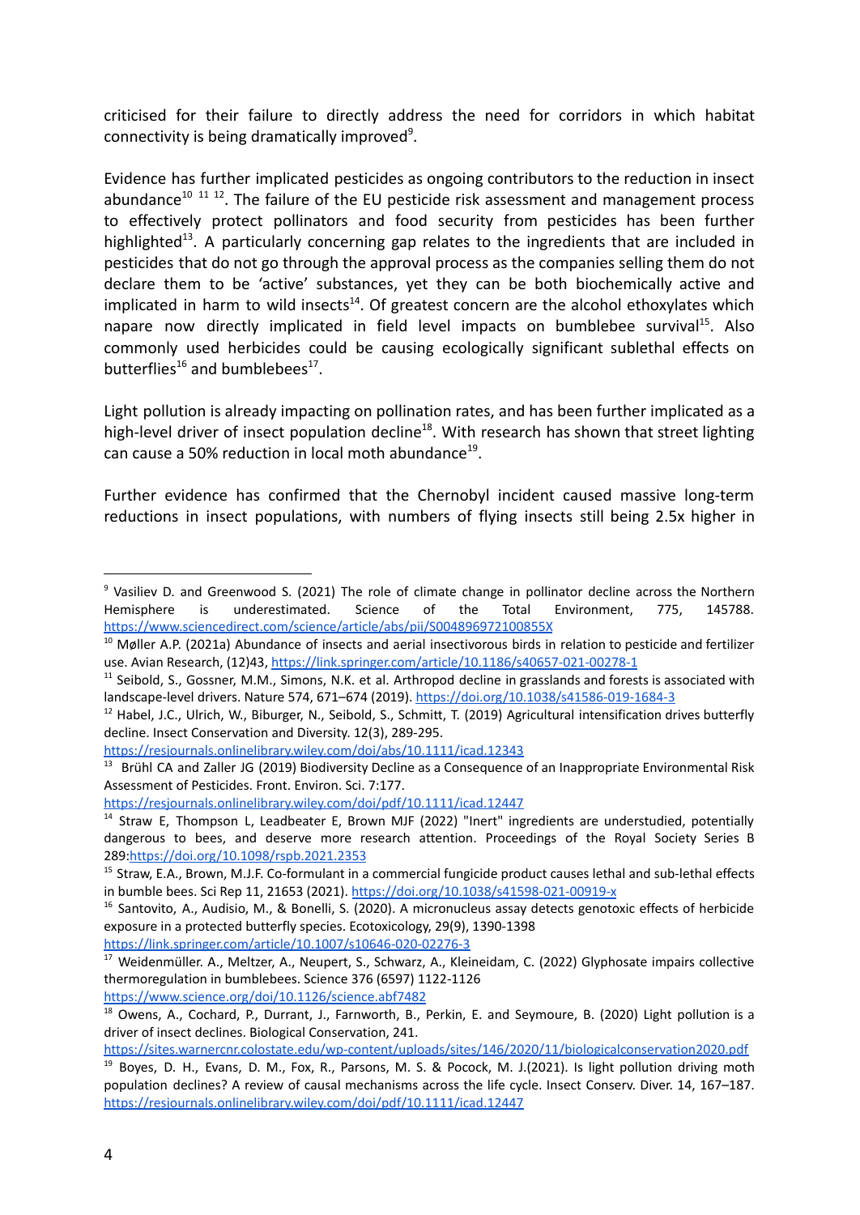criticised for their failure to directly address the need for corridors in which habitat connectivity is being dramatically improved[9].

Evidence has further implicated pesticides as ongoing contributors to the reduction in insect abundance[10] [11] [12]. The failure of the EU pesticide risk assessment and management process to effectively protect pollinators and food security from pesticides has been further highlighted[13]. A particularly concerning gap relates to the ingredients that are included in pesticides that do not go through the approval process as the companies selling them do not declare them to be 'active' substances, yet they can be both biochemically active and implicated in harm to wild insects[14]. Of greatest concern are the alcohol ethoxylates which napare now directly implicated in field level impacts on bumblebee survival[15]. Also commonly used herbicides could be causing ecologically significant sublethal effects on butterflies[16] and bumblebees[17].

Light pollution is already impacting on pollination rates, and has been further implicated as a high-level driver of insect population decline[18]. With research has shown that street lighting can cause a 50% reduction in local moth abundance[19].

Further evidence has confirmed that the Chernobyl incident caused massive long-term reductions in insect populations, with numbers of flying insects still being 2.5x higher in

---

[9] Vasiliev D. and Greenwood S. (2021) The role of climate change in pollinator decline across the Northern Hemisphere is underestimated. Science of the Total Environment, 775, 145788. https://www.sciencedirect.com/science/article/abs/pii/S004896972100855X

[10] Møller A.P. (2021a) Abundance of insects and aerial insectivorous birds in relation to pesticide and fertilizer use. Avian Research, (12)43, https://link.springer.com/article/10.1186/s40657-021-00278-1

[11] Seibold, S., Gossner, M.M., Simons, N.K. et al. Arthropod decline in grasslands and forests is associated with landscape-level drivers. Nature 574, 671–674 (2019). https://doi.org/10.1038/s41586-019-1684-3

[12] Habel, J.C., Ulrich, W., Biburger, N., Seibold, S., Schmitt, T. (2019) Agricultural intensification drives butterfly decline. Insect Conservation and Diversity. 12(3), 289-295. https://resjournals.onlinelibrary.wiley.com/doi/abs/10.1111/icad.12343

[13] Brühl CA and Zaller JG (2019) Biodiversity Decline as a Consequence of an Inappropriate Environmental Risk Assessment of Pesticides. Front. Environ. Sci. 7:177. https://resjournals.onlinelibrary.wiley.com/doi/pdf/10.1111/icad.12447

[14] Straw E, Thompson L, Leadbeater E, Brown MJF (2022) "Inert" ingredients are understudied, potentially dangerous to bees, and deserve more research attention. Proceedings of the Royal Society Series B 289:https://doi.org/10.1098/rspb.2021.2353

[15] Straw, E.A., Brown, M.J.F. Co-formulant in a commercial fungicide product causes lethal and sub-lethal effects in bumble bees. Sci Rep 11, 21653 (2021). https://doi.org/10.1038/s41598-021-00919-x

[16] Santovito, A., Audisio, M., & Bonelli, S. (2020). A micronucleus assay detects genotoxic effects of herbicide exposure in a protected butterfly species. Ecotoxicology, 29(9), 1390-1398 https://link.springer.com/article/10.1007/s10646-020-02276-3

[17] Weidenmüller. A., Meltzer, A., Neupert, S., Schwarz, A., Kleineidam, C. (2022) Glyphosate impairs collective thermoregulation in bumblebees. Science 376 (6597) 1122-1126 https://www.science.org/doi/10.1126/science.abf7482

[18] Owens, A., Cochard, P., Durrant, J., Farnworth, B., Perkin, E. and Seymoure, B. (2020) Light pollution is a driver of insect declines. Biological Conservation, 241. https://sites.warnercnr.colostate.edu/wp-content/uploads/sites/146/2020/11/biologicalconservation2020.pdf

[19] Boyes, D. H., Evans, D. M., Fox, R., Parsons, M. S. & Pocock, M. J.(2021). Is light pollution driving moth population declines? A review of causal mechanisms across the life cycle. Insect Conserv. Diver. 14, 167–187. https://resjournals.onlinelibrary.wiley.com/doi/pdf/10.1111/icad.12447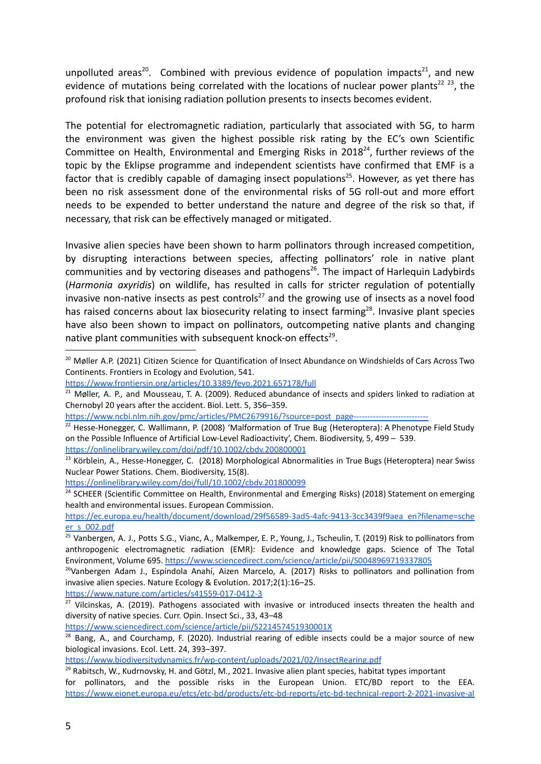unpolluted areas[20]. Combined with previous evidence of population impacts[21], and new evidence of mutations being correlated with the locations of nuclear power plants[22] [23], the profound risk that ionising radiation pollution presents to insects becomes evident.

The potential for electromagnetic radiation, particularly that associated with 5G, to harm the environment was given the highest possible risk rating by the EC's own Scientific Committee on Health, Environmental and Emerging Risks in 2018[24], further reviews of the topic by the Eklipse programme and independent scientists have confirmed that EMF is a factor that is credibly capable of damaging insect populations[25]. However, as yet there has been no risk assessment done of the environmental risks of 5G roll-out and more effort needs to be expended to better understand the nature and degree of the risk so that, if necessary, that risk can be effectively managed or mitigated.

Invasive alien species have been shown to harm pollinators through increased competition, by disrupting interactions between species, affecting pollinators' role in native plant communities and by vectoring diseases and pathogens[26]. The impact of Harlequin Ladybirds (*Harmonia axyridis*) on wildlife, has resulted in calls for stricter regulation of potentially invasive non-native insects as pest controls[27] and the growing use of insects as a novel food has raised concerns about lax biosecurity relating to insect farming[28]. Invasive plant species have also been shown to impact on pollinators, outcompeting native plants and changing native plant communities with subsequent knock-on effects[29].

---

[20] Møller A.P. (2021) Citizen Science for Quantification of Insect Abundance on Windshields of Cars Across Two Continents. Frontiers in Ecology and Evolution, 541. https://www.frontiersin.org/articles/10.3389/fevo.2021.657178/full

[21] Møller, A. P., and Mousseau, T. A. (2009). Reduced abundance of insects and spiders linked to radiation at Chernobyl 20 years after the accident. Biol. Lett. 5, 356–359. https://www.ncbi.nlm.nih.gov/pmc/articles/PMC2679916/?source=post_page---------------------------

[22] Hesse-Honegger, C. Wallimann, P. (2008) 'Malformation of True Bug (Heteroptera): A Phenotype Field Study on the Possible Influence of Artificial Low-Level Radioactivity', Chem. Biodiversity, 5, 499 – 539. https://onlinelibrary.wiley.com/doi/pdf/10.1002/cbdv.200800001

[23] Körblein, A., Hesse-Honegger, C. (2018) Morphological Abnormalities in True Bugs (Heteroptera) near Swiss Nuclear Power Stations. Chem. Biodiversity, 15(8). https://onlinelibrary.wiley.com/doi/full/10.1002/cbdv.201800099

[24] SCHEER (Scientific Committee on Health, Environmental and Emerging Risks) (2018) Statement on emerging health and environmental issues. European Commission. https://ec.europa.eu/health/document/download/29f56589-3ad5-4afc-9413-3cc3439f9aea_en?filename=scheer_s_002.pdf

[25] Vanbergen, A. J., Potts S.G., Vianc, A., Malkemper, E. P., Young, J., Tscheulin, T. (2019) Risk to pollinators from anthropogenic electromagnetic radiation (EMR): Evidence and knowledge gaps. Science of The Total Environment, Volume 695. https://www.sciencedirect.com/science/article/pii/S0048969719337805

[26] Vanbergen Adam J., Espíndola Anahí, Aizen Marcelo, A. (2017) Risks to pollinators and pollination from invasive alien species. Nature Ecology & Evolution. 2017;2(1):16–25. https://www.nature.com/articles/s41559-017-0412-3

[27] Vilcinskas, A. (2019). Pathogens associated with invasive or introduced insects threaten the health and diversity of native species. Curr. Opin. Insect Sci., 33, 43–48 https://www.sciencedirect.com/science/article/pii/S221457451930001X

[28] Bang, A., and Courchamp, F. (2020). Industrial rearing of edible insects could be a major source of new biological invasions. Ecol. Lett. 24, 393–397. https://www.biodiversitydynamics.fr/wp-content/uploads/2021/02/InsectRearing.pdf

[29] Rabitsch, W., Kudrnovsky, H. and Götzl, M., 2021. Invasive alien plant species, habitat types important for pollinators, and the possible risks in the European Union. ETC/BD report to the EEA. https://www.eionet.europa.eu/etcs/etc-bd/products/etc-bd-reports/etc-bd-technical-report-2-2021-invasive-al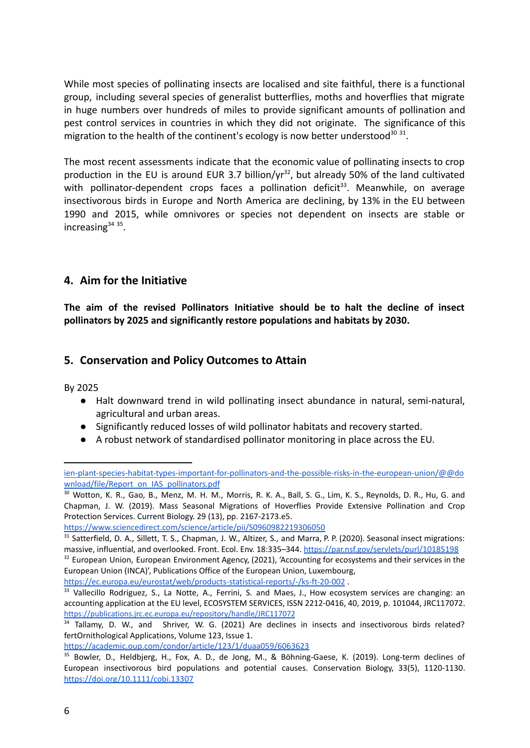While most species of pollinating insects are localised and site faithful, there is a functional group, including several species of generalist butterflies, moths and hoverflies that migrate in huge numbers over hundreds of miles to provide significant amounts of pollination and pest control services in countries in which they did not originate. The significance of this migration to the health of the continent's ecology is now better understood[30] [31].

The most recent assessments indicate that the economic value of pollinating insects to crop production in the EU is around EUR 3.7 billion/yr[32], but already 50% of the land cultivated with pollinator-dependent crops faces a pollination deficit[33]. Meanwhile, on average insectivorous birds in Europe and North America are declining, by 13% in the EU between 1990 and 2015, while omnivores or species not dependent on insects are stable or increasing[34] [35].

## 4. Aim for the Initiative

**The aim of the revised Pollinators Initiative should be to halt the decline of insect pollinators by 2025 and significantly restore populations and habitats by 2030.**

## 5. Conservation and Policy Outcomes to Attain

By 2025

- Halt downward trend in wild pollinating insect abundance in natural, semi-natural, agricultural and urban areas.
- Significantly reduced losses of wild pollinator habitats and recovery started.
- A robust network of standardised pollinator monitoring in place across the EU.

---

ien-plant-species-habitat-types-important-for-pollinators-and-the-possible-risks-in-the-european-union/@@download/file/Report_on_IAS_pollinators.pdf

[30] Wotton, K. R., Gao, B., Menz, M. H. M., Morris, R. K. A., Ball, S. G., Lim, K. S., Reynolds, D. R., Hu, G. and Chapman, J. W. (2019). Mass Seasonal Migrations of Hoverflies Provide Extensive Pollination and Crop Protection Services. Current Biology. 29 (13), pp. 2167-2173.e5. https://www.sciencedirect.com/science/article/pii/S0960982219306050

[31] Satterfield, D. A., Sillett, T. S., Chapman, J. W., Altizer, S., and Marra, P. P. (2020). Seasonal insect migrations: massive, influential, and overlooked. Front. Ecol. Env. 18:335–344. https://par.nsf.gov/servlets/purl/10185198

[32] European Union, European Environment Agency, (2021), 'Accounting for ecosystems and their services in the European Union (INCA)', Publications Office of the European Union, Luxembourg, https://ec.europa.eu/eurostat/web/products-statistical-reports/-/ks-ft-20-002 .

[33] Vallecillo Rodriguez, S., La Notte, A., Ferrini, S. and Maes, J., How ecosystem services are changing: an accounting application at the EU level, ECOSYSTEM SERVICES, ISSN 2212-0416, 40, 2019, p. 101044, JRC117072. https://publications.jrc.ec.europa.eu/repository/handle/JRC117072

[34] Tallamy, D. W., and Shriver, W. G. (2021) Are declines in insects and insectivorous birds related? fertOrnithological Applications, Volume 123, Issue 1. https://academic.oup.com/condor/article/123/1/duaa059/6063623

[35] Bowler, D., Heldbjerg, H., Fox, A. D., de Jong, M., & Böhning-Gaese, K. (2019). Long-term declines of European insectivorous bird populations and potential causes. Conservation Biology, 33(5), 1120-1130. https://doi.org/10.1111/cobi.13307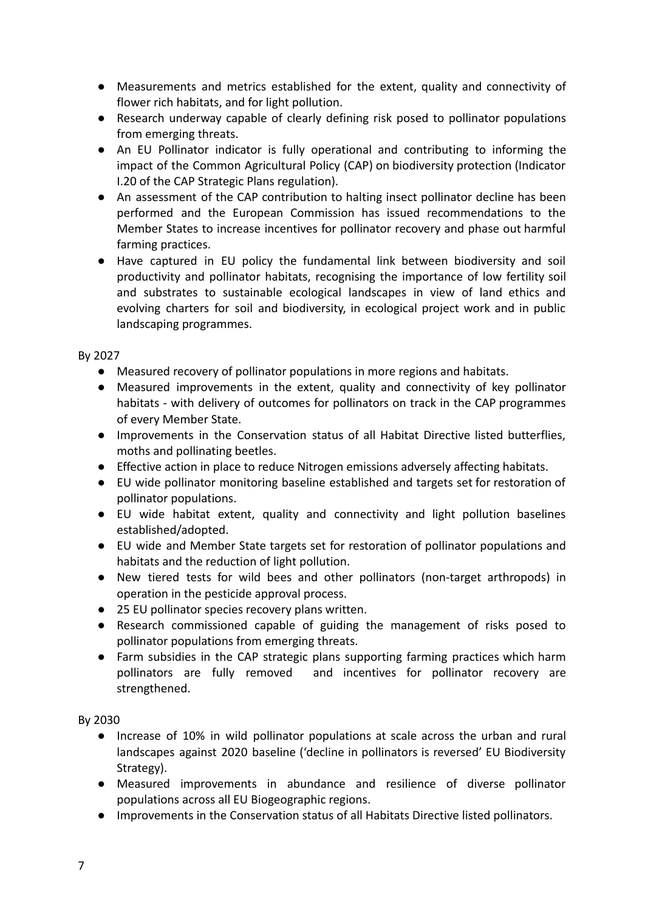- Measurements and metrics established for the extent, quality and connectivity of flower rich habitats, and for light pollution.
- Research underway capable of clearly defining risk posed to pollinator populations from emerging threats.
- An EU Pollinator indicator is fully operational and contributing to informing the impact of the Common Agricultural Policy (CAP) on biodiversity protection (Indicator I.20 of the CAP Strategic Plans regulation).
- An assessment of the CAP contribution to halting insect pollinator decline has been performed and the European Commission has issued recommendations to the Member States to increase incentives for pollinator recovery and phase out harmful farming practices.
- Have captured in EU policy the fundamental link between biodiversity and soil productivity and pollinator habitats, recognising the importance of low fertility soil and substrates to sustainable ecological landscapes in view of land ethics and evolving charters for soil and biodiversity, in ecological project work and in public landscaping programmes.

By 2027

- Measured recovery of pollinator populations in more regions and habitats.
- Measured improvements in the extent, quality and connectivity of key pollinator habitats - with delivery of outcomes for pollinators on track in the CAP programmes of every Member State.
- Improvements in the Conservation status of all Habitat Directive listed butterflies, moths and pollinating beetles.
- Effective action in place to reduce Nitrogen emissions adversely affecting habitats.
- EU wide pollinator monitoring baseline established and targets set for restoration of pollinator populations.
- EU wide habitat extent, quality and connectivity and light pollution baselines established/adopted.
- EU wide and Member State targets set for restoration of pollinator populations and habitats and the reduction of light pollution.
- New tiered tests for wild bees and other pollinators (non-target arthropods) in operation in the pesticide approval process.
- 25 EU pollinator species recovery plans written.
- Research commissioned capable of guiding the management of risks posed to pollinator populations from emerging threats.
- Farm subsidies in the CAP strategic plans supporting farming practices which harm pollinators are fully removed and incentives for pollinator recovery are strengthened.

By 2030

- Increase of 10% in wild pollinator populations at scale across the urban and rural landscapes against 2020 baseline ('decline in pollinators is reversed' EU Biodiversity Strategy).
- Measured improvements in abundance and resilience of diverse pollinator populations across all EU Biogeographic regions.
- Improvements in the Conservation status of all Habitats Directive listed pollinators.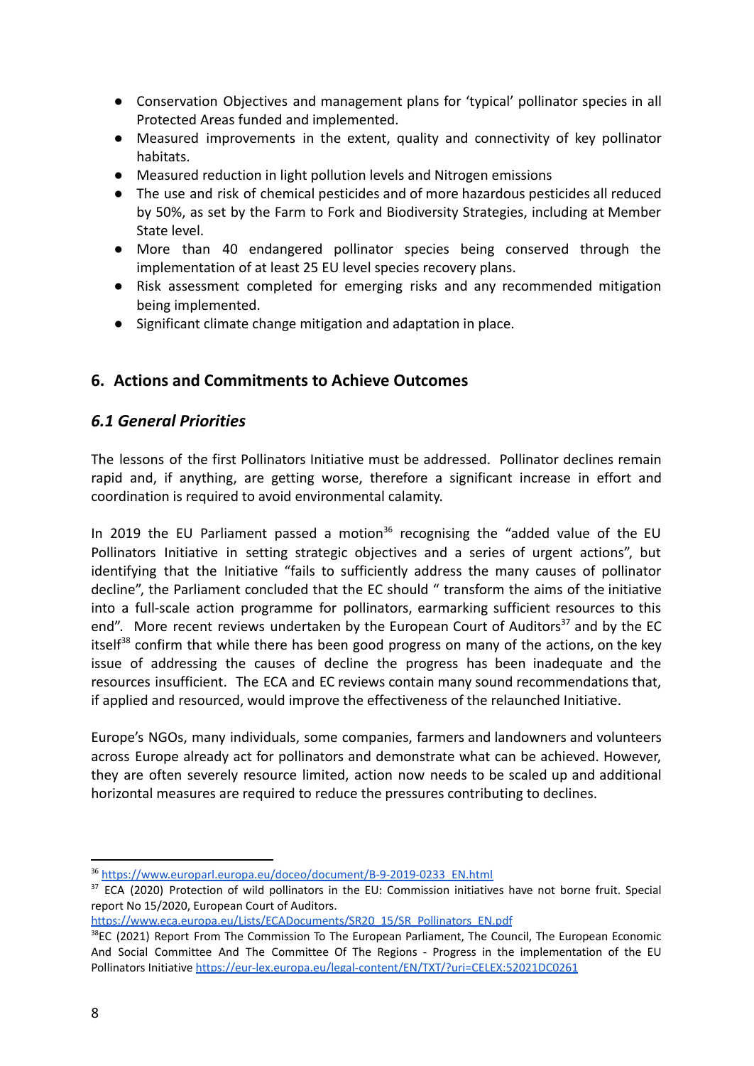- Conservation Objectives and management plans for 'typical' pollinator species in all Protected Areas funded and implemented.
- Measured improvements in the extent, quality and connectivity of key pollinator habitats.
- Measured reduction in light pollution levels and Nitrogen emissions
- The use and risk of chemical pesticides and of more hazardous pesticides all reduced by 50%, as set by the Farm to Fork and Biodiversity Strategies, including at Member State level.
- More than 40 endangered pollinator species being conserved through the implementation of at least 25 EU level species recovery plans.
- Risk assessment completed for emerging risks and any recommended mitigation being implemented.
- Significant climate change mitigation and adaptation in place.

## 6. Actions and Commitments to Achieve Outcomes

### *6.1 General Priorities*

The lessons of the first Pollinators Initiative must be addressed. Pollinator declines remain rapid and, if anything, are getting worse, therefore a significant increase in effort and coordination is required to avoid environmental calamity.

In 2019 the EU Parliament passed a motion[36] recognising the "added value of the EU Pollinators Initiative in setting strategic objectives and a series of urgent actions", but identifying that the Initiative "fails to sufficiently address the many causes of pollinator decline", the Parliament concluded that the EC should " transform the aims of the initiative into a full-scale action programme for pollinators, earmarking sufficient resources to this end". More recent reviews undertaken by the European Court of Auditors[37] and by the EC itself[38] confirm that while there has been good progress on many of the actions, on the key issue of addressing the causes of decline the progress has been inadequate and the resources insufficient. The ECA and EC reviews contain many sound recommendations that, if applied and resourced, would improve the effectiveness of the relaunched Initiative.

Europe's NGOs, many individuals, some companies, farmers and landowners and volunteers across Europe already act for pollinators and demonstrate what can be achieved. However, they are often severely resource limited, action now needs to be scaled up and additional horizontal measures are required to reduce the pressures contributing to declines.

---

[36] https://www.europarl.europa.eu/doceo/document/B-9-2019-0233_EN.html

[37] ECA (2020) Protection of wild pollinators in the EU: Commission initiatives have not borne fruit. Special report No 15/2020, European Court of Auditors. https://www.eca.europa.eu/Lists/ECADocuments/SR20_15/SR_Pollinators_EN.pdf

[38] EC (2021) Report From The Commission To The European Parliament, The Council, The European Economic And Social Committee And The Committee Of The Regions - Progress in the implementation of the EU Pollinators Initiative https://eur-lex.europa.eu/legal-content/EN/TXT/?uri=CELEX:52021DC0261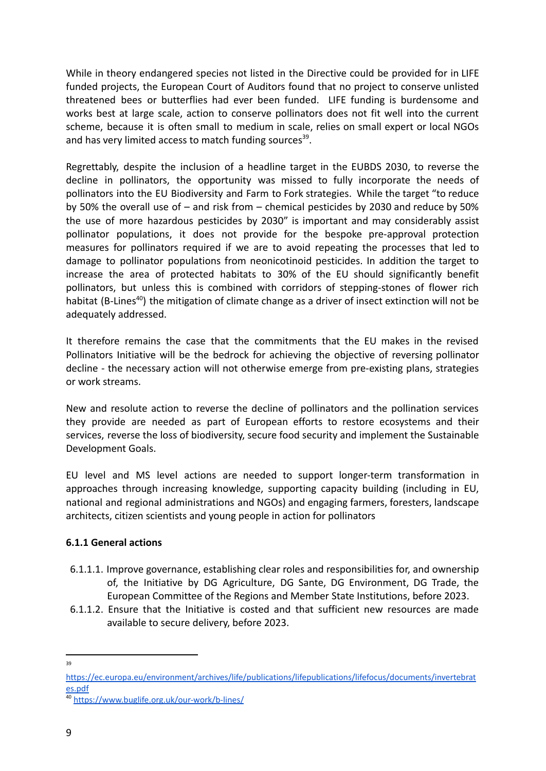While in theory endangered species not listed in the Directive could be provided for in LIFE funded projects, the European Court of Auditors found that no project to conserve unlisted threatened bees or butterflies had ever been funded. LIFE funding is burdensome and works best at large scale, action to conserve pollinators does not fit well into the current scheme, because it is often small to medium in scale, relies on small expert or local NGOs and has very limited access to match funding sources[39].

Regrettably, despite the inclusion of a headline target in the EUBDS 2030, to reverse the decline in pollinators, the opportunity was missed to fully incorporate the needs of pollinators into the EU Biodiversity and Farm to Fork strategies. While the target "to reduce by 50% the overall use of – and risk from – chemical pesticides by 2030 and reduce by 50% the use of more hazardous pesticides by 2030" is important and may considerably assist pollinator populations, it does not provide for the bespoke pre-approval protection measures for pollinators required if we are to avoid repeating the processes that led to damage to pollinator populations from neonicotinoid pesticides. In addition the target to increase the area of protected habitats to 30% of the EU should significantly benefit pollinators, but unless this is combined with corridors of stepping-stones of flower rich habitat (B-Lines[40]) the mitigation of climate change as a driver of insect extinction will not be adequately addressed.

It therefore remains the case that the commitments that the EU makes in the revised Pollinators Initiative will be the bedrock for achieving the objective of reversing pollinator decline - the necessary action will not otherwise emerge from pre-existing plans, strategies or work streams.

New and resolute action to reverse the decline of pollinators and the pollination services they provide are needed as part of European efforts to restore ecosystems and their services, reverse the loss of biodiversity, secure food security and implement the Sustainable Development Goals.

EU level and MS level actions are needed to support longer-term transformation in approaches through increasing knowledge, supporting capacity building (including in EU, national and regional administrations and NGOs) and engaging farmers, foresters, landscape architects, citizen scientists and young people in action for pollinators

### 6.1.1 General actions

- 6.1.1.1. Improve governance, establishing clear roles and responsibilities for, and ownership of, the Initiative by DG Agriculture, DG Sante, DG Environment, DG Trade, the European Committee of the Regions and Member State Institutions, before 2023.
- 6.1.1.2. Ensure that the Initiative is costed and that sufficient new resources are made available to secure delivery, before 2023.

---

[39] https://ec.europa.eu/environment/archives/life/publications/lifepublications/lifefocus/documents/invertebrates.pdf

[40] https://www.buglife.org.uk/our-work/b-lines/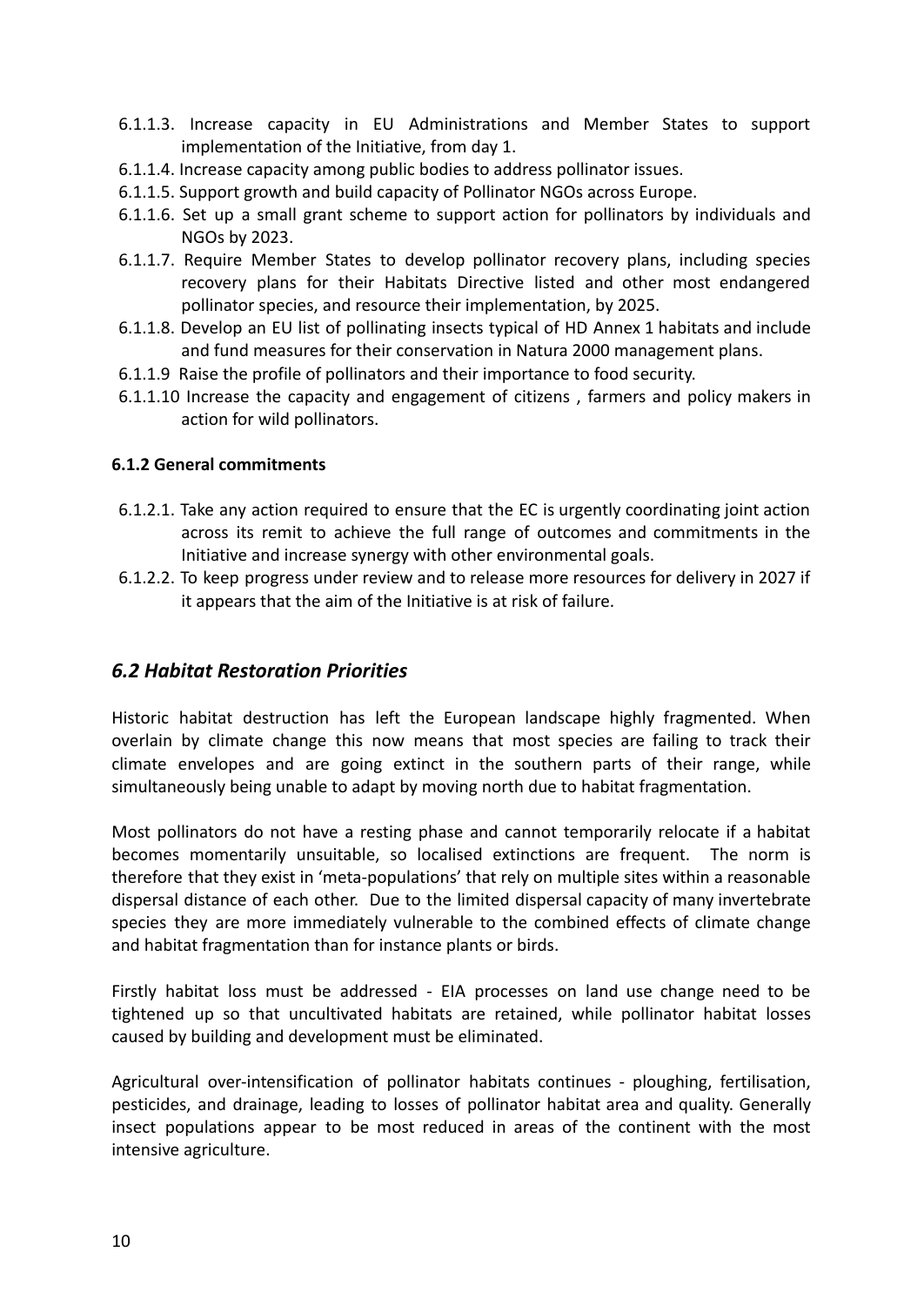- 6.1.1.3. Increase capacity in EU Administrations and Member States to support implementation of the Initiative, from day 1.
- 6.1.1.4. Increase capacity among public bodies to address pollinator issues.
- 6.1.1.5. Support growth and build capacity of Pollinator NGOs across Europe.
- 6.1.1.6. Set up a small grant scheme to support action for pollinators by individuals and NGOs by 2023.
- 6.1.1.7. Require Member States to develop pollinator recovery plans, including species recovery plans for their Habitats Directive listed and other most endangered pollinator species, and resource their implementation, by 2025.
- 6.1.1.8. Develop an EU list of pollinating insects typical of HD Annex 1 habitats and include and fund measures for their conservation in Natura 2000 management plans.
- 6.1.1.9 Raise the profile of pollinators and their importance to food security.
- 6.1.1.10 Increase the capacity and engagement of citizens , farmers and policy makers in action for wild pollinators.

**6.1.2 General commitments**

- 6.1.2.1. Take any action required to ensure that the EC is urgently coordinating joint action across its remit to achieve the full range of outcomes and commitments in the Initiative and increase synergy with other environmental goals.
- 6.1.2.2. To keep progress under review and to release more resources for delivery in 2027 if it appears that the aim of the Initiative is at risk of failure.

## *6.2 Habitat Restoration Priorities*

Historic habitat destruction has left the European landscape highly fragmented. When overlain by climate change this now means that most species are failing to track their climate envelopes and are going extinct in the southern parts of their range, while simultaneously being unable to adapt by moving north due to habitat fragmentation.

Most pollinators do not have a resting phase and cannot temporarily relocate if a habitat becomes momentarily unsuitable, so localised extinctions are frequent. The norm is therefore that they exist in 'meta-populations' that rely on multiple sites within a reasonable dispersal distance of each other. Due to the limited dispersal capacity of many invertebrate species they are more immediately vulnerable to the combined effects of climate change and habitat fragmentation than for instance plants or birds.

Firstly habitat loss must be addressed - EIA processes on land use change need to be tightened up so that uncultivated habitats are retained, while pollinator habitat losses caused by building and development must be eliminated.

Agricultural over-intensification of pollinator habitats continues - ploughing, fertilisation, pesticides, and drainage, leading to losses of pollinator habitat area and quality. Generally insect populations appear to be most reduced in areas of the continent with the most intensive agriculture.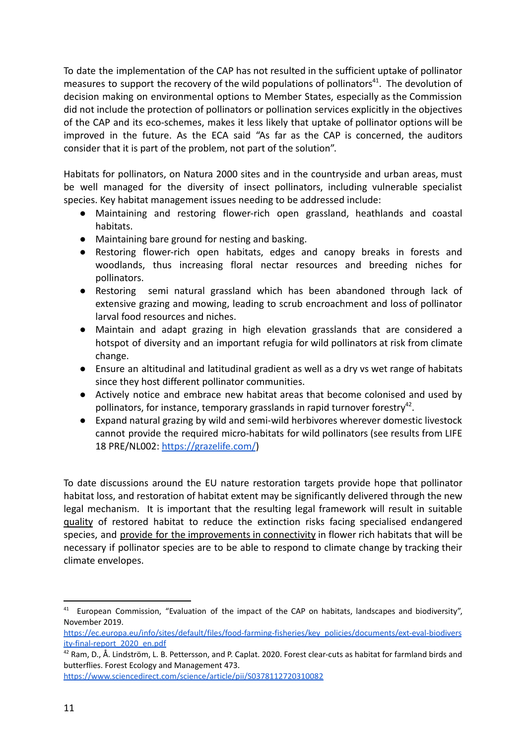To date the implementation of the CAP has not resulted in the sufficient uptake of pollinator measures to support the recovery of the wild populations of pollinators[41]. The devolution of decision making on environmental options to Member States, especially as the Commission did not include the protection of pollinators or pollination services explicitly in the objectives of the CAP and its eco-schemes, makes it less likely that uptake of pollinator options will be improved in the future. As the ECA said "As far as the CAP is concerned, the auditors consider that it is part of the problem, not part of the solution".

Habitats for pollinators, on Natura 2000 sites and in the countryside and urban areas, must be well managed for the diversity of insect pollinators, including vulnerable specialist species. Key habitat management issues needing to be addressed include:

- Maintaining and restoring flower-rich open grassland, heathlands and coastal habitats.
- Maintaining bare ground for nesting and basking.
- Restoring flower-rich open habitats, edges and canopy breaks in forests and woodlands, thus increasing floral nectar resources and breeding niches for pollinators.
- Restoring semi natural grassland which has been abandoned through lack of extensive grazing and mowing, leading to scrub encroachment and loss of pollinator larval food resources and niches.
- Maintain and adapt grazing in high elevation grasslands that are considered a hotspot of diversity and an important refugia for wild pollinators at risk from climate change.
- Ensure an altitudinal and latitudinal gradient as well as a dry vs wet range of habitats since they host different pollinator communities.
- Actively notice and embrace new habitat areas that become colonised and used by pollinators, for instance, temporary grasslands in rapid turnover forestry[42].
- Expand natural grazing by wild and semi-wild herbivores wherever domestic livestock cannot provide the required micro-habitats for wild pollinators (see results from LIFE 18 PRE/NL002: https://grazelife.com/)

To date discussions around the EU nature restoration targets provide hope that pollinator habitat loss, and restoration of habitat extent may be significantly delivered through the new legal mechanism. It is important that the resulting legal framework will result in suitable quality of restored habitat to reduce the extinction risks facing specialised endangered species, and provide for the improvements in connectivity in flower rich habitats that will be necessary if pollinator species are to be able to respond to climate change by tracking their climate envelopes.

---

[41] European Commission, "Evaluation of the impact of the CAP on habitats, landscapes and biodiversity", November 2019. https://ec.europa.eu/info/sites/default/files/food-farming-fisheries/key_policies/documents/ext-eval-biodiversity-final-report_2020_en.pdf

[42] Ram, D., Å. Lindström, L. B. Pettersson, and P. Caplat. 2020. Forest clear-cuts as habitat for farmland birds and butterflies. Forest Ecology and Management 473. https://www.sciencedirect.com/science/article/pii/S0378112720310082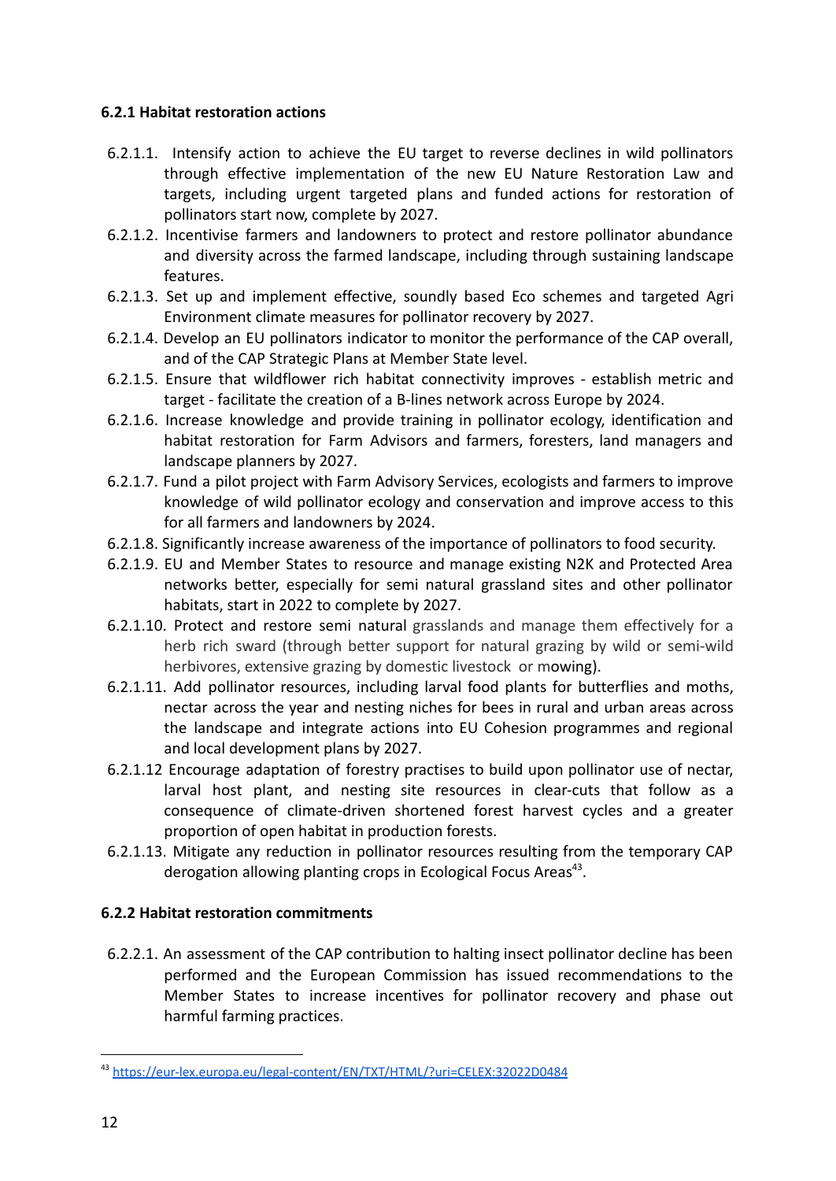#### 6.2.1 Habitat restoration actions

6.2.1.1. Intensify action to achieve the EU target to reverse declines in wild pollinators through effective implementation of the new EU Nature Restoration Law and targets, including urgent targeted plans and funded actions for restoration of pollinators start now, complete by 2027.

6.2.1.2. Incentivise farmers and landowners to protect and restore pollinator abundance and diversity across the farmed landscape, including through sustaining landscape features.

6.2.1.3. Set up and implement effective, soundly based Eco schemes and targeted Agri Environment climate measures for pollinator recovery by 2027.

6.2.1.4. Develop an EU pollinators indicator to monitor the performance of the CAP overall, and of the CAP Strategic Plans at Member State level.

6.2.1.5. Ensure that wildflower rich habitat connectivity improves - establish metric and target - facilitate the creation of a B-lines network across Europe by 2024.

6.2.1.6. Increase knowledge and provide training in pollinator ecology, identification and habitat restoration for Farm Advisors and farmers, foresters, land managers and landscape planners by 2027.

6.2.1.7. Fund a pilot project with Farm Advisory Services, ecologists and farmers to improve knowledge of wild pollinator ecology and conservation and improve access to this for all farmers and landowners by 2024.

6.2.1.8. Significantly increase awareness of the importance of pollinators to food security.

6.2.1.9. EU and Member States to resource and manage existing N2K and Protected Area networks better, especially for semi natural grassland sites and other pollinator habitats, start in 2022 to complete by 2027.

6.2.1.10. Protect and restore semi natural grasslands and manage them effectively for a herb rich sward (through better support for natural grazing by wild or semi-wild herbivores, extensive grazing by domestic livestock or mowing).

6.2.1.11. Add pollinator resources, including larval food plants for butterflies and moths, nectar across the year and nesting niches for bees in rural and urban areas across the landscape and integrate actions into EU Cohesion programmes and regional and local development plans by 2027.

6.2.1.12 Encourage adaptation of forestry practises to build upon pollinator use of nectar, larval host plant, and nesting site resources in clear-cuts that follow as a consequence of climate-driven shortened forest harvest cycles and a greater proportion of open habitat in production forests.

6.2.1.13. Mitigate any reduction in pollinator resources resulting from the temporary CAP derogation allowing planting crops in Ecological Focus Areas[43].

#### 6.2.2 Habitat restoration commitments

6.2.2.1. An assessment of the CAP contribution to halting insect pollinator decline has been performed and the European Commission has issued recommendations to the Member States to increase incentives for pollinator recovery and phase out harmful farming practices.

---

[43] https://eur-lex.europa.eu/legal-content/EN/TXT/HTML/?uri=CELEX:32022D0484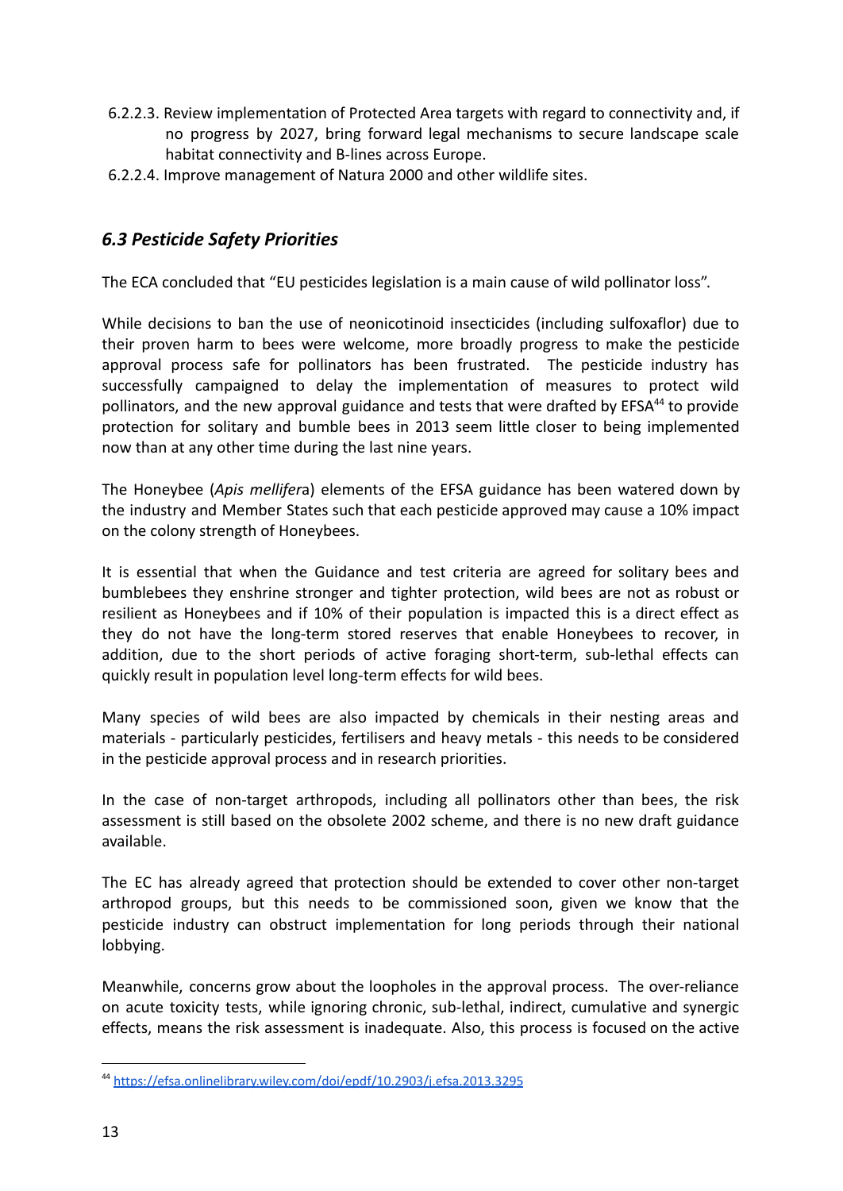6.2.2.3. Review implementation of Protected Area targets with regard to connectivity and, if no progress by 2027, bring forward legal mechanisms to secure landscape scale habitat connectivity and B-lines across Europe.

6.2.2.4. Improve management of Natura 2000 and other wildlife sites.

## *6.3 Pesticide Safety Priorities*

The ECA concluded that "EU pesticides legislation is a main cause of wild pollinator loss".

While decisions to ban the use of neonicotinoid insecticides (including sulfoxaflor) due to their proven harm to bees were welcome, more broadly progress to make the pesticide approval process safe for pollinators has been frustrated. The pesticide industry has successfully campaigned to delay the implementation of measures to protect wild pollinators, and the new approval guidance and tests that were drafted by EFSA[44] to provide protection for solitary and bumble bees in 2013 seem little closer to being implemented now than at any other time during the last nine years.

The Honeybee (*Apis mellifer*a) elements of the EFSA guidance has been watered down by the industry and Member States such that each pesticide approved may cause a 10% impact on the colony strength of Honeybees.

It is essential that when the Guidance and test criteria are agreed for solitary bees and bumblebees they enshrine stronger and tighter protection, wild bees are not as robust or resilient as Honeybees and if 10% of their population is impacted this is a direct effect as they do not have the long-term stored reserves that enable Honeybees to recover, in addition, due to the short periods of active foraging short-term, sub-lethal effects can quickly result in population level long-term effects for wild bees.

Many species of wild bees are also impacted by chemicals in their nesting areas and materials - particularly pesticides, fertilisers and heavy metals - this needs to be considered in the pesticide approval process and in research priorities.

In the case of non-target arthropods, including all pollinators other than bees, the risk assessment is still based on the obsolete 2002 scheme, and there is no new draft guidance available.

The EC has already agreed that protection should be extended to cover other non-target arthropod groups, but this needs to be commissioned soon, given we know that the pesticide industry can obstruct implementation for long periods through their national lobbying.

Meanwhile, concerns grow about the loopholes in the approval process. The over-reliance on acute toxicity tests, while ignoring chronic, sub-lethal, indirect, cumulative and synergic effects, means the risk assessment is inadequate. Also, this process is focused on the active

---

[44] https://efsa.onlinelibrary.wiley.com/doi/epdf/10.2903/j.efsa.2013.3295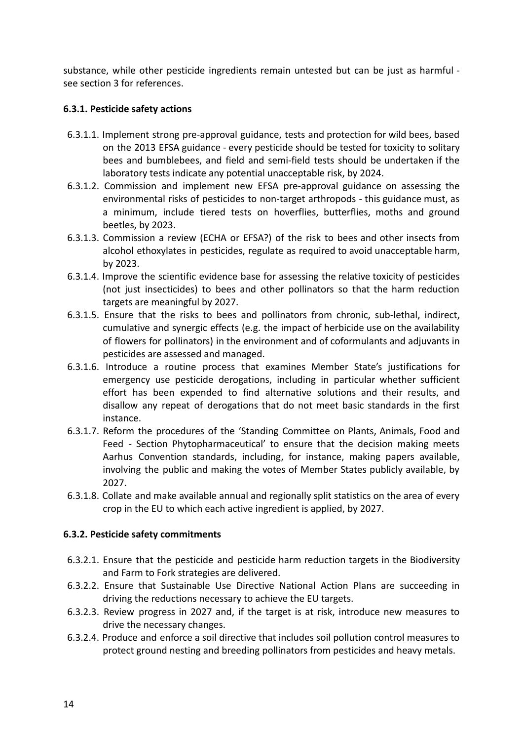substance, while other pesticide ingredients remain untested but can be just as harmful - see section 3 for references.

#### 6.3.1. Pesticide safety actions

- 6.3.1.1. Implement strong pre-approval guidance, tests and protection for wild bees, based on the 2013 EFSA guidance - every pesticide should be tested for toxicity to solitary bees and bumblebees, and field and semi-field tests should be undertaken if the laboratory tests indicate any potential unacceptable risk, by 2024.
- 6.3.1.2. Commission and implement new EFSA pre-approval guidance on assessing the environmental risks of pesticides to non-target arthropods - this guidance must, as a minimum, include tiered tests on hoverflies, butterflies, moths and ground beetles, by 2023.
- 6.3.1.3. Commission a review (ECHA or EFSA?) of the risk to bees and other insects from alcohol ethoxylates in pesticides, regulate as required to avoid unacceptable harm, by 2023.
- 6.3.1.4. Improve the scientific evidence base for assessing the relative toxicity of pesticides (not just insecticides) to bees and other pollinators so that the harm reduction targets are meaningful by 2027.
- 6.3.1.5. Ensure that the risks to bees and pollinators from chronic, sub-lethal, indirect, cumulative and synergic effects (e.g. the impact of herbicide use on the availability of flowers for pollinators) in the environment and of coformulants and adjuvants in pesticides are assessed and managed.
- 6.3.1.6. Introduce a routine process that examines Member State's justifications for emergency use pesticide derogations, including in particular whether sufficient effort has been expended to find alternative solutions and their results, and disallow any repeat of derogations that do not meet basic standards in the first instance.
- 6.3.1.7. Reform the procedures of the 'Standing Committee on Plants, Animals, Food and Feed - Section Phytopharmaceutical' to ensure that the decision making meets Aarhus Convention standards, including, for instance, making papers available, involving the public and making the votes of Member States publicly available, by 2027.
- 6.3.1.8. Collate and make available annual and regionally split statistics on the area of every crop in the EU to which each active ingredient is applied, by 2027.

#### 6.3.2. Pesticide safety commitments

- 6.3.2.1. Ensure that the pesticide and pesticide harm reduction targets in the Biodiversity and Farm to Fork strategies are delivered.
- 6.3.2.2. Ensure that Sustainable Use Directive National Action Plans are succeeding in driving the reductions necessary to achieve the EU targets.
- 6.3.2.3. Review progress in 2027 and, if the target is at risk, introduce new measures to drive the necessary changes.
- 6.3.2.4. Produce and enforce a soil directive that includes soil pollution control measures to protect ground nesting and breeding pollinators from pesticides and heavy metals.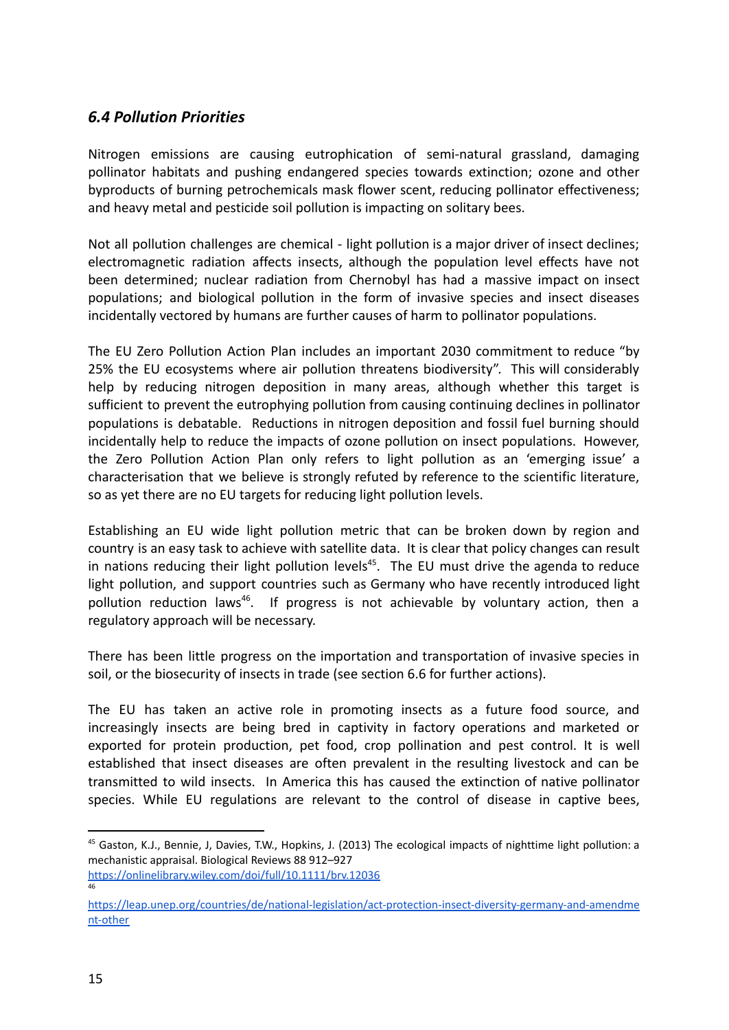### *6.4 Pollution Priorities*

Nitrogen emissions are causing eutrophication of semi-natural grassland, damaging pollinator habitats and pushing endangered species towards extinction; ozone and other byproducts of burning petrochemicals mask flower scent, reducing pollinator effectiveness; and heavy metal and pesticide soil pollution is impacting on solitary bees.

Not all pollution challenges are chemical - light pollution is a major driver of insect declines; electromagnetic radiation affects insects, although the population level effects have not been determined; nuclear radiation from Chernobyl has had a massive impact on insect populations; and biological pollution in the form of invasive species and insect diseases incidentally vectored by humans are further causes of harm to pollinator populations.

The EU Zero Pollution Action Plan includes an important 2030 commitment to reduce "by 25% the EU ecosystems where air pollution threatens biodiversity". This will considerably help by reducing nitrogen deposition in many areas, although whether this target is sufficient to prevent the eutrophying pollution from causing continuing declines in pollinator populations is debatable. Reductions in nitrogen deposition and fossil fuel burning should incidentally help to reduce the impacts of ozone pollution on insect populations. However, the Zero Pollution Action Plan only refers to light pollution as an 'emerging issue' a characterisation that we believe is strongly refuted by reference to the scientific literature, so as yet there are no EU targets for reducing light pollution levels.

Establishing an EU wide light pollution metric that can be broken down by region and country is an easy task to achieve with satellite data. It is clear that policy changes can result in nations reducing their light pollution levels[45]. The EU must drive the agenda to reduce light pollution, and support countries such as Germany who have recently introduced light pollution reduction laws[46]. If progress is not achievable by voluntary action, then a regulatory approach will be necessary.

There has been little progress on the importation and transportation of invasive species in soil, or the biosecurity of insects in trade (see section 6.6 for further actions).

The EU has taken an active role in promoting insects as a future food source, and increasingly insects are being bred in captivity in factory operations and marketed or exported for protein production, pet food, crop pollination and pest control. It is well established that insect diseases are often prevalent in the resulting livestock and can be transmitted to wild insects. In America this has caused the extinction of native pollinator species. While EU regulations are relevant to the control of disease in captive bees,

[45] Gaston, K.J., Bennie, J, Davies, T.W., Hopkins, J. (2013) The ecological impacts of nighttime light pollution: a mechanistic appraisal. Biological Reviews 88 912–927 https://onlinelibrary.wiley.com/doi/full/10.1111/brv.12036

[46] https://leap.unep.org/countries/de/national-legislation/act-protection-insect-diversity-germany-and-amendment-other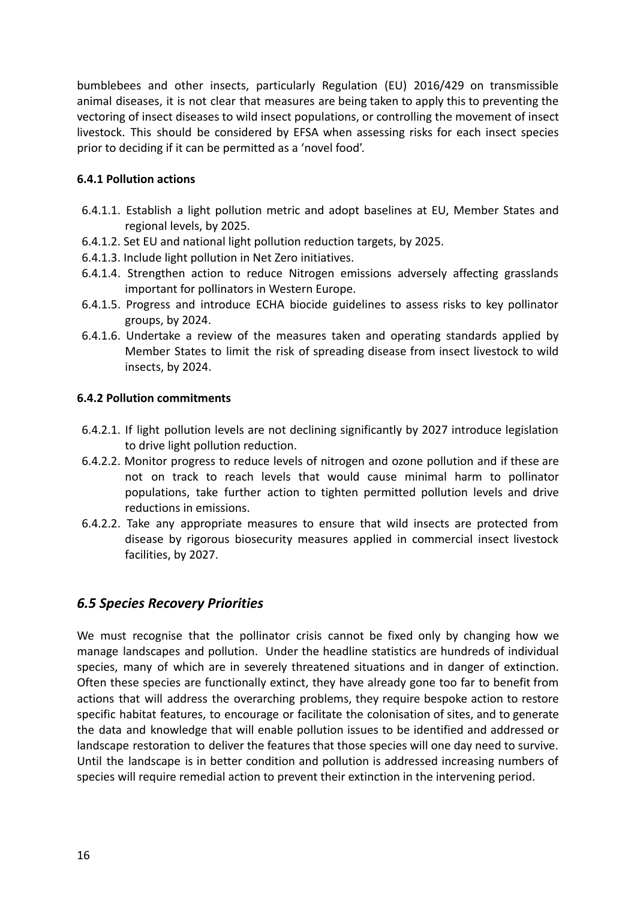bumblebees and other insects, particularly Regulation (EU) 2016/429 on transmissible animal diseases, it is not clear that measures are being taken to apply this to preventing the vectoring of insect diseases to wild insect populations, or controlling the movement of insect livestock. This should be considered by EFSA when assessing risks for each insect species prior to deciding if it can be permitted as a 'novel food'.

#### 6.4.1 Pollution actions

- 6.4.1.1. Establish a light pollution metric and adopt baselines at EU, Member States and regional levels, by 2025.
- 6.4.1.2. Set EU and national light pollution reduction targets, by 2025.
- 6.4.1.3. Include light pollution in Net Zero initiatives.
- 6.4.1.4. Strengthen action to reduce Nitrogen emissions adversely affecting grasslands important for pollinators in Western Europe.
- 6.4.1.5. Progress and introduce ECHA biocide guidelines to assess risks to key pollinator groups, by 2024.
- 6.4.1.6. Undertake a review of the measures taken and operating standards applied by Member States to limit the risk of spreading disease from insect livestock to wild insects, by 2024.

#### 6.4.2 Pollution commitments

- 6.4.2.1. If light pollution levels are not declining significantly by 2027 introduce legislation to drive light pollution reduction.
- 6.4.2.2. Monitor progress to reduce levels of nitrogen and ozone pollution and if these are not on track to reach levels that would cause minimal harm to pollinator populations, take further action to tighten permitted pollution levels and drive reductions in emissions.
- 6.4.2.2. Take any appropriate measures to ensure that wild insects are protected from disease by rigorous biosecurity measures applied in commercial insect livestock facilities, by 2027.

### *6.5 Species Recovery Priorities*

We must recognise that the pollinator crisis cannot be fixed only by changing how we manage landscapes and pollution. Under the headline statistics are hundreds of individual species, many of which are in severely threatened situations and in danger of extinction. Often these species are functionally extinct, they have already gone too far to benefit from actions that will address the overarching problems, they require bespoke action to restore specific habitat features, to encourage or facilitate the colonisation of sites, and to generate the data and knowledge that will enable pollution issues to be identified and addressed or landscape restoration to deliver the features that those species will one day need to survive. Until the landscape is in better condition and pollution is addressed increasing numbers of species will require remedial action to prevent their extinction in the intervening period.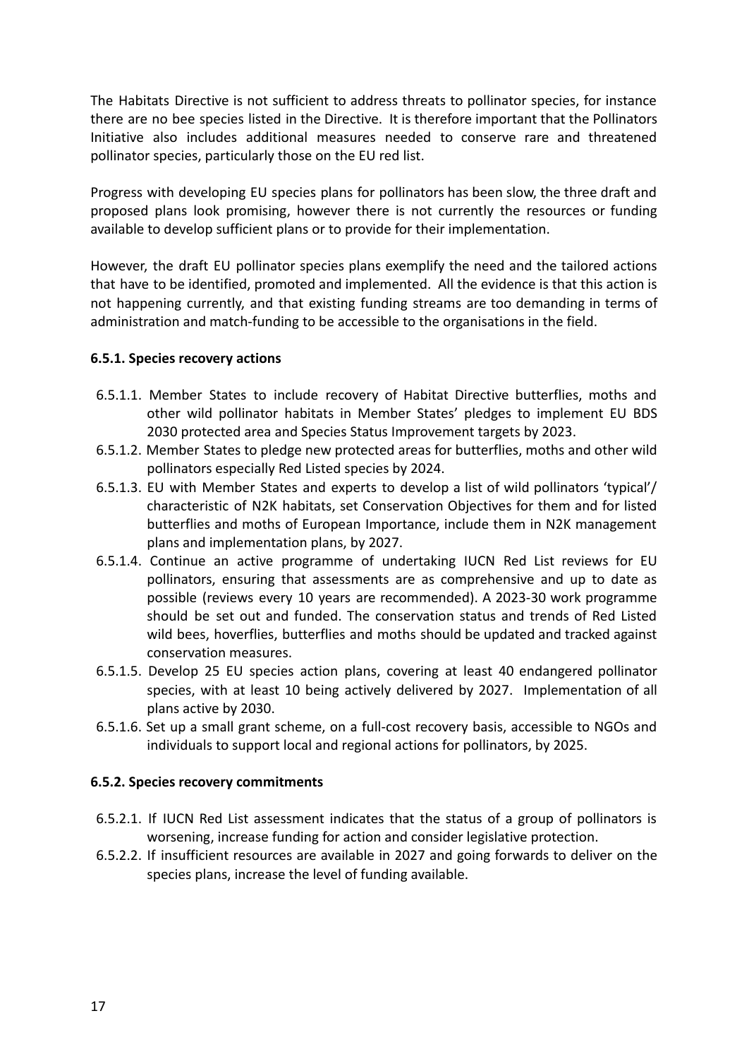The Habitats Directive is not sufficient to address threats to pollinator species, for instance there are no bee species listed in the Directive. It is therefore important that the Pollinators Initiative also includes additional measures needed to conserve rare and threatened pollinator species, particularly those on the EU red list.

Progress with developing EU species plans for pollinators has been slow, the three draft and proposed plans look promising, however there is not currently the resources or funding available to develop sufficient plans or to provide for their implementation.

However, the draft EU pollinator species plans exemplify the need and the tailored actions that have to be identified, promoted and implemented. All the evidence is that this action is not happening currently, and that existing funding streams are too demanding in terms of administration and match-funding to be accessible to the organisations in the field.

#### 6.5.1. Species recovery actions

- 6.5.1.1. Member States to include recovery of Habitat Directive butterflies, moths and other wild pollinator habitats in Member States' pledges to implement EU BDS 2030 protected area and Species Status Improvement targets by 2023.
- 6.5.1.2. Member States to pledge new protected areas for butterflies, moths and other wild pollinators especially Red Listed species by 2024.
- 6.5.1.3. EU with Member States and experts to develop a list of wild pollinators 'typical'/ characteristic of N2K habitats, set Conservation Objectives for them and for listed butterflies and moths of European Importance, include them in N2K management plans and implementation plans, by 2027.
- 6.5.1.4. Continue an active programme of undertaking IUCN Red List reviews for EU pollinators, ensuring that assessments are as comprehensive and up to date as possible (reviews every 10 years are recommended). A 2023-30 work programme should be set out and funded. The conservation status and trends of Red Listed wild bees, hoverflies, butterflies and moths should be updated and tracked against conservation measures.
- 6.5.1.5. Develop 25 EU species action plans, covering at least 40 endangered pollinator species, with at least 10 being actively delivered by 2027. Implementation of all plans active by 2030.
- 6.5.1.6. Set up a small grant scheme, on a full-cost recovery basis, accessible to NGOs and individuals to support local and regional actions for pollinators, by 2025.

#### 6.5.2. Species recovery commitments

- 6.5.2.1. If IUCN Red List assessment indicates that the status of a group of pollinators is worsening, increase funding for action and consider legislative protection.
- 6.5.2.2. If insufficient resources are available in 2027 and going forwards to deliver on the species plans, increase the level of funding available.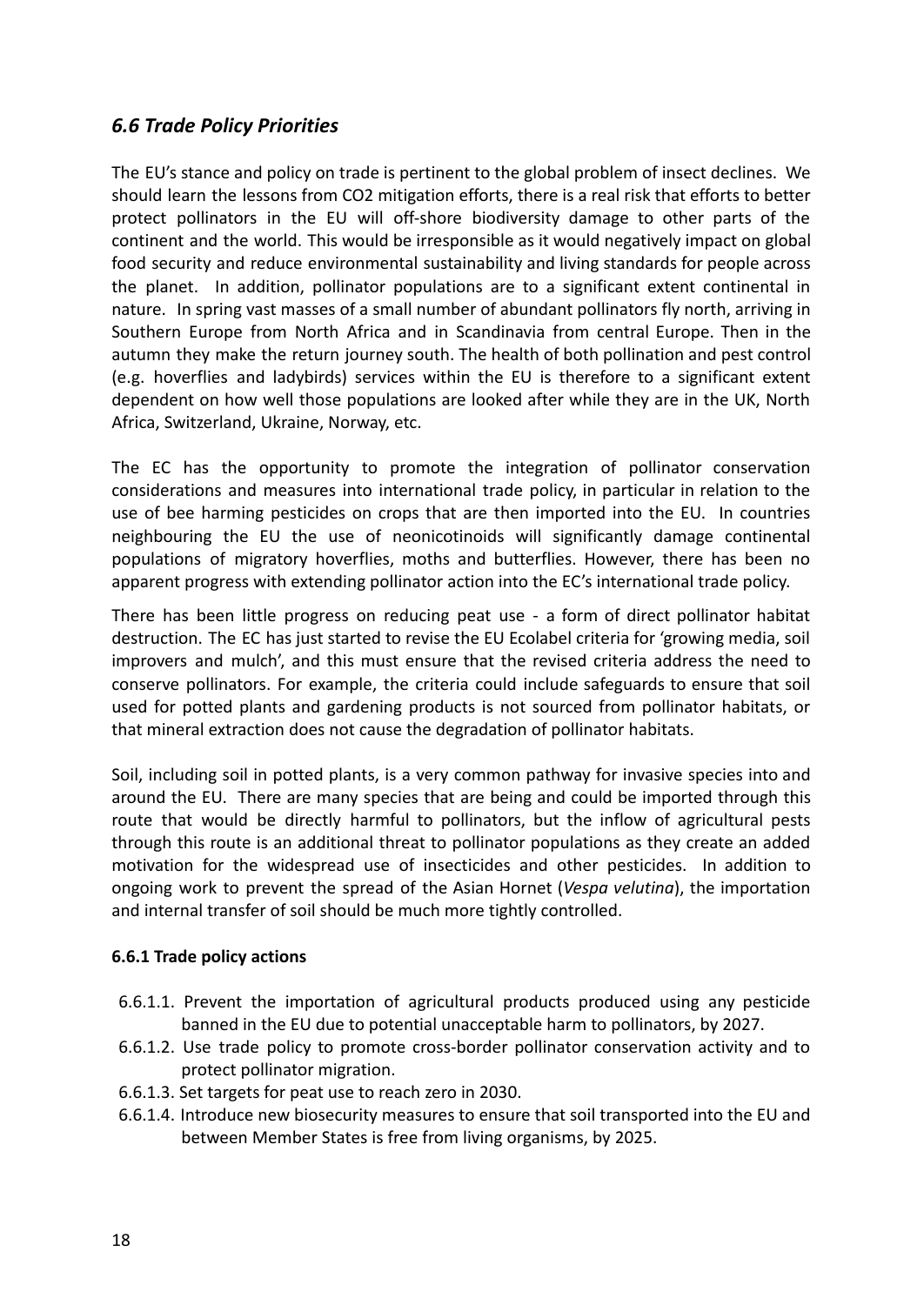## *6.6 Trade Policy Priorities*

The EU's stance and policy on trade is pertinent to the global problem of insect declines. We should learn the lessons from $CO_2$ mitigation efforts, there is a real risk that efforts to better protect pollinators in the EU will off-shore biodiversity damage to other parts of the continent and the world. This would be irresponsible as it would negatively impact on global food security and reduce environmental sustainability and living standards for people across the planet. In addition, pollinator populations are to a significant extent continental in nature. In spring vast masses of a small number of abundant pollinators fly north, arriving in Southern Europe from North Africa and in Scandinavia from central Europe. Then in the autumn they make the return journey south. The health of both pollination and pest control (e.g. hoverflies and ladybirds) services within the EU is therefore to a significant extent dependent on how well those populations are looked after while they are in the UK, North Africa, Switzerland, Ukraine, Norway, etc.

The EC has the opportunity to promote the integration of pollinator conservation considerations and measures into international trade policy, in particular in relation to the use of bee harming pesticides on crops that are then imported into the EU. In countries neighbouring the EU the use of neonicotinoids will significantly damage continental populations of migratory hoverflies, moths and butterflies. However, there has been no apparent progress with extending pollinator action into the EC's international trade policy.

There has been little progress on reducing peat use - a form of direct pollinator habitat destruction. The EC has just started to revise the EU Ecolabel criteria for 'growing media, soil improvers and mulch', and this must ensure that the revised criteria address the need to conserve pollinators. For example, the criteria could include safeguards to ensure that soil used for potted plants and gardening products is not sourced from pollinator habitats, or that mineral extraction does not cause the degradation of pollinator habitats.

Soil, including soil in potted plants, is a very common pathway for invasive species into and around the EU. There are many species that are being and could be imported through this route that would be directly harmful to pollinators, but the inflow of agricultural pests through this route is an additional threat to pollinator populations as they create an added motivation for the widespread use of insecticides and other pesticides. In addition to ongoing work to prevent the spread of the Asian Hornet (*Vespa velutina*), the importation and internal transfer of soil should be much more tightly controlled.

### 6.6.1 Trade policy actions

- 6.6.1.1. Prevent the importation of agricultural products produced using any pesticide banned in the EU due to potential unacceptable harm to pollinators, by 2027.
- 6.6.1.2. Use trade policy to promote cross-border pollinator conservation activity and to protect pollinator migration.
- 6.6.1.3. Set targets for peat use to reach zero in 2030.
- 6.6.1.4. Introduce new biosecurity measures to ensure that soil transported into the EU and between Member States is free from living organisms, by 2025.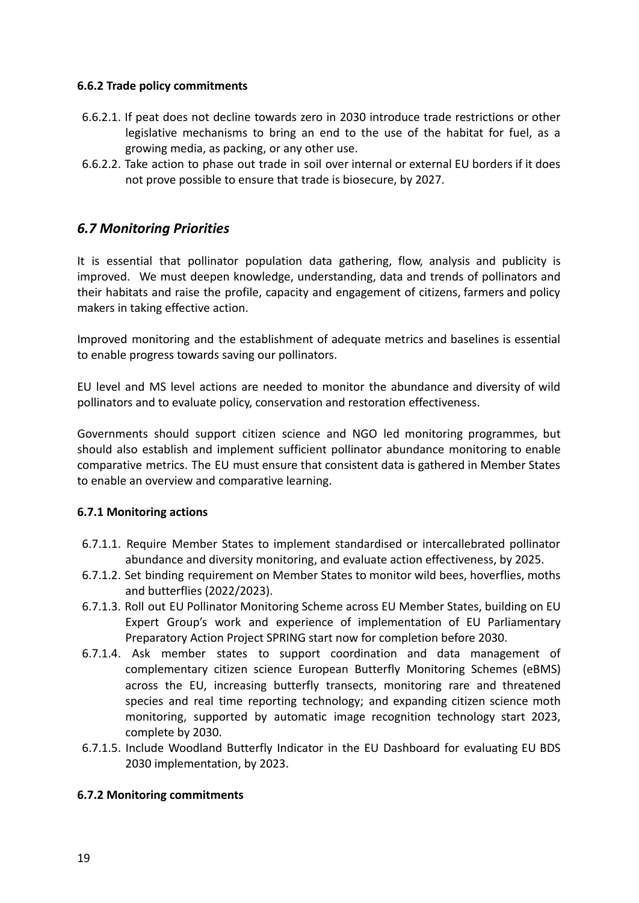#### 6.6.2 Trade policy commitments

6.6.2.1. If peat does not decline towards zero in 2030 introduce trade restrictions or other legislative mechanisms to bring an end to the use of the habitat for fuel, as a growing media, as packing, or any other use.

6.6.2.2. Take action to phase out trade in soil over internal or external EU borders if it does not prove possible to ensure that trade is biosecure, by 2027.

## *6.7 Monitoring Priorities*

It is essential that pollinator population data gathering, flow, analysis and publicity is improved. We must deepen knowledge, understanding, data and trends of pollinators and their habitats and raise the profile, capacity and engagement of citizens, farmers and policy makers in taking effective action.

Improved monitoring and the establishment of adequate metrics and baselines is essential to enable progress towards saving our pollinators.

EU level and MS level actions are needed to monitor the abundance and diversity of wild pollinators and to evaluate policy, conservation and restoration effectiveness.

Governments should support citizen science and NGO led monitoring programmes, but should also establish and implement sufficient pollinator abundance monitoring to enable comparative metrics. The EU must ensure that consistent data is gathered in Member States to enable an overview and comparative learning.

#### 6.7.1 Monitoring actions

6.7.1.1. Require Member States to implement standardised or intercallebrated pollinator abundance and diversity monitoring, and evaluate action effectiveness, by 2025.

6.7.1.2. Set binding requirement on Member States to monitor wild bees, hoverflies, moths and butterflies (2022/2023).

6.7.1.3. Roll out EU Pollinator Monitoring Scheme across EU Member States, building on EU Expert Group's work and experience of implementation of EU Parliamentary Preparatory Action Project SPRING start now for completion before 2030.

6.7.1.4. Ask member states to support coordination and data management of complementary citizen science European Butterfly Monitoring Schemes (eBMS) across the EU, increasing butterfly transects, monitoring rare and threatened species and real time reporting technology; and expanding citizen science moth monitoring, supported by automatic image recognition technology start 2023, complete by 2030.

6.7.1.5. Include Woodland Butterfly Indicator in the EU Dashboard for evaluating EU BDS 2030 implementation, by 2023.

#### 6.7.2 Monitoring commitments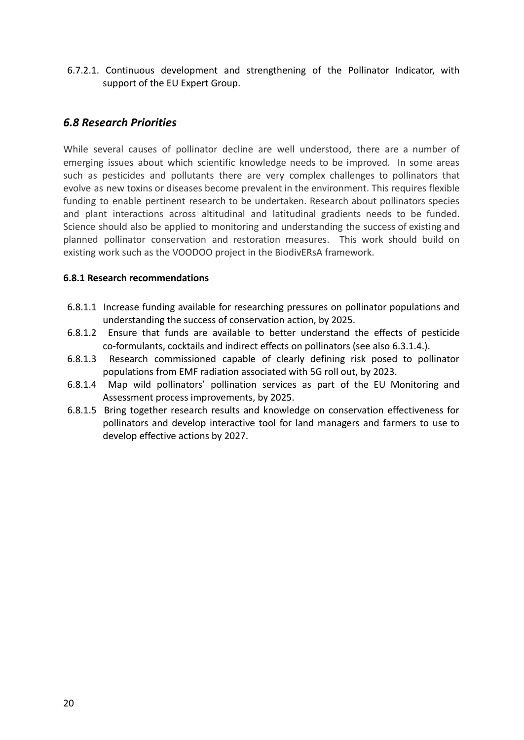6.7.2.1. Continuous development and strengthening of the Pollinator Indicator, with support of the EU Expert Group.

## *6.8 Research Priorities*

While several causes of pollinator decline are well understood, there are a number of emerging issues about which scientific knowledge needs to be improved. In some areas such as pesticides and pollutants there are very complex challenges to pollinators that evolve as new toxins or diseases become prevalent in the environment. This requires flexible funding to enable pertinent research to be undertaken. Research about pollinators species and plant interactions across altitudinal and latitudinal gradients needs to be funded. Science should also be applied to monitoring and understanding the success of existing and planned pollinator conservation and restoration measures. This work should build on existing work such as the VOODOO project in the BiodivERsA framework.

**6.8.1 Research recommendations**

6.8.1.1 Increase funding available for researching pressures on pollinator populations and understanding the success of conservation action, by 2025.
6.8.1.2 Ensure that funds are available to better understand the effects of pesticide co-formulants, cocktails and indirect effects on pollinators (see also 6.3.1.4.).
6.8.1.3 Research commissioned capable of clearly defining risk posed to pollinator populations from EMF radiation associated with 5G roll out, by 2023.
6.8.1.4 Map wild pollinators' pollination services as part of the EU Monitoring and Assessment process improvements, by 2025.
6.8.1.5 Bring together research results and knowledge on conservation effectiveness for pollinators and develop interactive tool for land managers and farmers to use to develop effective actions by 2027.